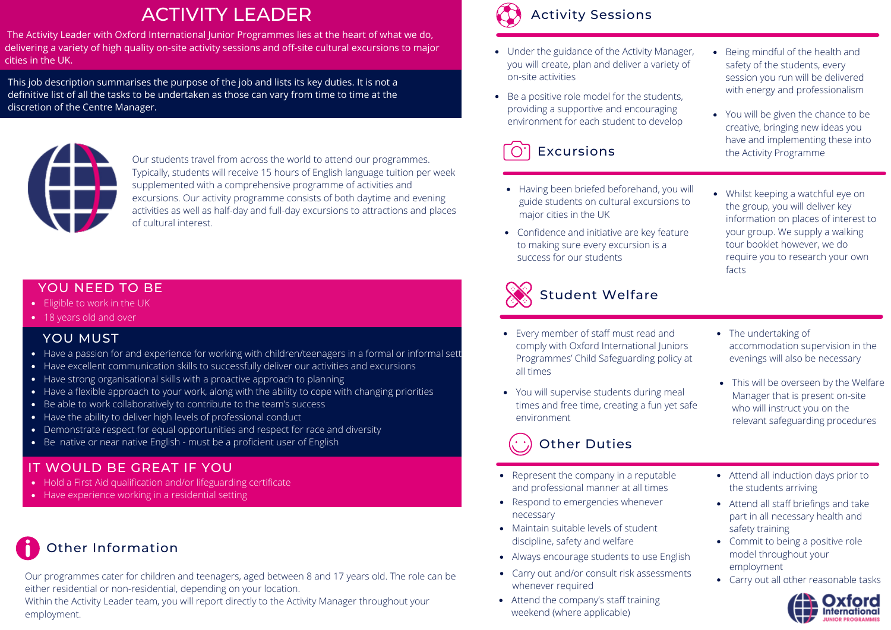# ACTIVITY LEADER

The Activity Leader with Oxford International Junior Programmes lies at the heart of what we do, delivering a variety of high quality on-site activity sessions and off-site cultural excursions to major cities in the UK.

This job description summarises the purpose of the job and lists its key duties. It is not a definitive list of all the tasks to be undertaken as those can vary from time to time at the discretion of the Centre Manager.

Our students travel from across the world to attend our programmes. Typically, students will receive 15 hours of English language tuition per week supplemented with a comprehensive programme of activities and excursions. Our activity programme consists of both daytime and evening activities as well as half-day and full-day excursions to attractions and places of cultural interest.

## YOU NEED TO BE

- Eligible to work in the UK
- 18 years old and over

## YOU MUST

- Have a passion for and experience for working with children/teenagers in a formal or informal sett
- Have excellent communication skills to successfully deliver our activities and excursions
- Have strong organisational skills with a proactive approach to planning
- Have a flexible approach to your work, along with the ability to cope with changing priorities
- Be able to work collaboratively to contribute to the team's success
- Have the ability to deliver high levels of professional conduct
- Demonstrate respect for equal opportunities and respect for race and diversity
- Be native or near native English - must be a proficient user of English

## IT WOULD BE GREAT IF YOU

- Hold a First Aid qualification and/or lifeguarding certificate
- Have experience working in a residential setting

## Other Information

Our programmes cater for children and teenagers, aged between 8 and 17 years old. The role can be either residential or non-residential, depending on your location.
Within the Activity Leader team, you will report directly to the Activity Manager throughout your employment.

## Activity Sessions

- Under the guidance of the Activity Manager, you will create, plan and deliver a variety of on-site activities
- Be a positive role model for the students, providing a supportive and encouraging environment for each student to develop
- Being mindful of the health and safety of the students, every session you run will be delivered with energy and professionalism
- You will be given the chance to be creative, bringing new ideas you have and implementing these into the Activity Programme

## Excursions

- Having been briefed beforehand, you will guide students on cultural excursions to major cities in the UK
- Confidence and initiative are key feature to making sure every excursion is a success for our students
- Whilst keeping a watchful eye on the group, you will deliver key information on places of interest to your group. We supply a walking tour booklet however, we do require you to research your own facts

## Student Welfare

- Every member of staff must read and comply with Oxford International Juniors Programmes' Child Safeguarding policy at all times
- You will supervise students during meal times and free time, creating a fun yet safe environment
- The undertaking of accommodation supervision in the evenings will also be necessary
- This will be overseen by the Welfare Manager that is present on-site who will instruct you on the relevant safeguarding procedures

## Other Duties

- Represent the company in a reputable and professional manner at all times
- Respond to emergencies whenever necessary
- Maintain suitable levels of student discipline, safety and welfare
- Always encourage students to use English
- Carry out and/or consult risk assessments whenever required
- Attend the company's staff training weekend (where applicable)
- Attend all induction days prior to the students arriving
- Attend all staff briefings and take part in all necessary health and safety training
- Commit to being a positive role model throughout your employment
- Carry out all other reasonable tasks

Oxford International JUNIOR PROGRAMMES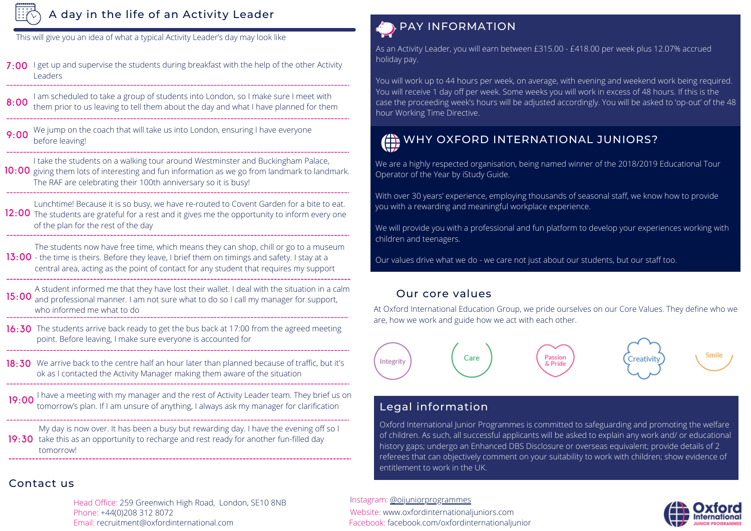## A day in the life of an Activity Leader

This will give you an idea of what a typical Activity Leader's day may look like

**7:00** I get up and supervise the students during breakfast with the help of the other Activity Leaders

**8:00** I am scheduled to take a group of students into London, so I make sure I meet with them prior to us leaving to tell them about the day and what I have planned for them

**9:00** We jump on the coach that will take us into London, ensuring I have everyone before leaving!

**10:00** I take the students on a walking tour around Westminster and Buckingham Palace, giving them lots of interesting and fun information as we go from landmark to landmark. The RAF are celebrating their 100th anniversary so it is busy!

**12:00** Lunchtime! Because it is so busy, we have re-routed to Covent Garden for a bite to eat. The students are grateful for a rest and it gives me the opportunity to inform every one of the plan for the rest of the day

**13:00** The students now have free time, which means they can shop, chill or go to a museum - the time is theirs. Before they leave, I brief them on timings and safety. I stay at a central area, acting as the point of contact for any student that requires my support

**15:00** A student informed me that they have lost their wallet. I deal with the situation in a calm and professional manner. I am not sure what to do so I call my manager for support, who informed me what to do

**16:30** The students arrive back ready to get the bus back at 17:00 from the agreed meeting point. Before leaving, I make sure everyone is accounted for

**18:30** We arrive back to the centre half an hour later than planned because of traffic, but it's ok as I contacted the Activity Manager making them aware of the situation

**19:00** I have a meeting with my manager and the rest of Activity Leader team. They brief us on tomorrow's plan. If I am unsure of anything, I always ask my manager for clarification

**19:30** My day is now over. It has been a busy but rewarding day. I have the evening off so I take this as an opportunity to recharge and rest ready for another fun-filled day tomorrow!

## PAY INFORMATION

As an Activity Leader, you will earn between £315.00 - £418.00 per week plus 12.07% accrued holiday pay.

You will work up to 44 hours per week, on average, with evening and weekend work being required. You will receive 1 day off per week. Some weeks you will work in excess of 48 hours. If this is the case the proceeding week's hours will be adjusted accordingly. You will be asked to 'op-out' of the 48 hour Working Time Directive.

## WHY OXFORD INTERNATIONAL JUNIORS?

We are a highly respected organisation, being named winner of the 2018/2019 Educational Tour Operator of the Year by iStudy Guide.

With over 30 years' experience, employing thousands of seasonal staff, we know how to provide you with a rewarding and meaningful workplace experience.

We will provide you with a professional and fun platform to develop your experiences working with children and teenagers.

Our values drive what we do - we care not just about our students, but our staff too.

## Our core values

At Oxford International Education Group, we pride ourselves on our Core Values. They define who we are, how we work and guide how we act with each other.

Integrity

Care

Passion & Pride

Creativity

Smile

## Legal information

Oxford International Junior Programmes is committed to safeguarding and promoting the welfare of children. As such, all successful applicants will be asked to explain any work and/ or educational history gaps; undergo an Enhanced DBS Disclosure or overseas equivalent; provide details of 2 referees that can objectively comment on your suitability to work with children; show evidence of entitlement to work in the UK.

## Contact us

Head Office: 259 Greenwich High Road, London, SE10 8NB
Phone: +44(0)208 312 8072
Email: recruitment@oxfordinternational.com

Instagram: @oijuniorprogrammes
Website: www.oxfordinternationaljuniors.com
Facebook: facebook.com/oxfordinternationaljunior

Oxford International JUNIOR PROGRAMMES